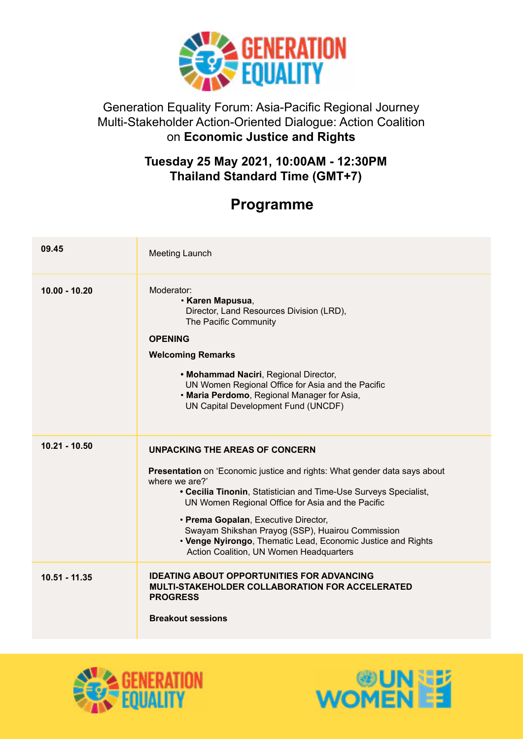Generation Equality Forum: Asia-Pacific Regional Journey
Multi-Stakeholder Action-Oriented Dialogue: Action Coalition on **Economic Justice and Rights**

**Tuesday 25 May 2021, 10:00AM - 12:30PM**
**Thailand Standard Time (GMT+7)**

# Programme

| | |
|---|---|
| **09.45** | Meeting Launch |
| **10.00 - 10.20** | Moderator:<br>• **Karen Mapusua**, Director, Land Resources Division (LRD), The Pacific Community<br><br>**OPENING**<br><br>**Welcoming Remarks**<br><br>• **Mohammad Naciri**, Regional Director, UN Women Regional Office for Asia and the Pacific<br>• **Maria Perdomo**, Regional Manager for Asia, UN Capital Development Fund (UNCDF) |
| **10.21 - 10.50** | **UNPACKING THE AREAS OF CONCERN**<br><br>**Presentation** on 'Economic justice and rights: What gender data says about where we are?'<br>• **Cecilia Tinonin**, Statistician and Time-Use Surveys Specialist, UN Women Regional Office for Asia and the Pacific<br><br>• **Prema Gopalan**, Executive Director, Swayam Shikshan Prayog (SSP), Huairou Commission<br>• **Venge Nyirongo**, Thematic Lead, Economic Justice and Rights Action Coalition, UN Women Headquarters |
| **10.51 - 11.35** | **IDEATING ABOUT OPPORTUNITIES FOR ADVANCING MULTI-STAKEHOLDER COLLABORATION FOR ACCELERATED PROGRESS**<br><br>**Breakout sessions** |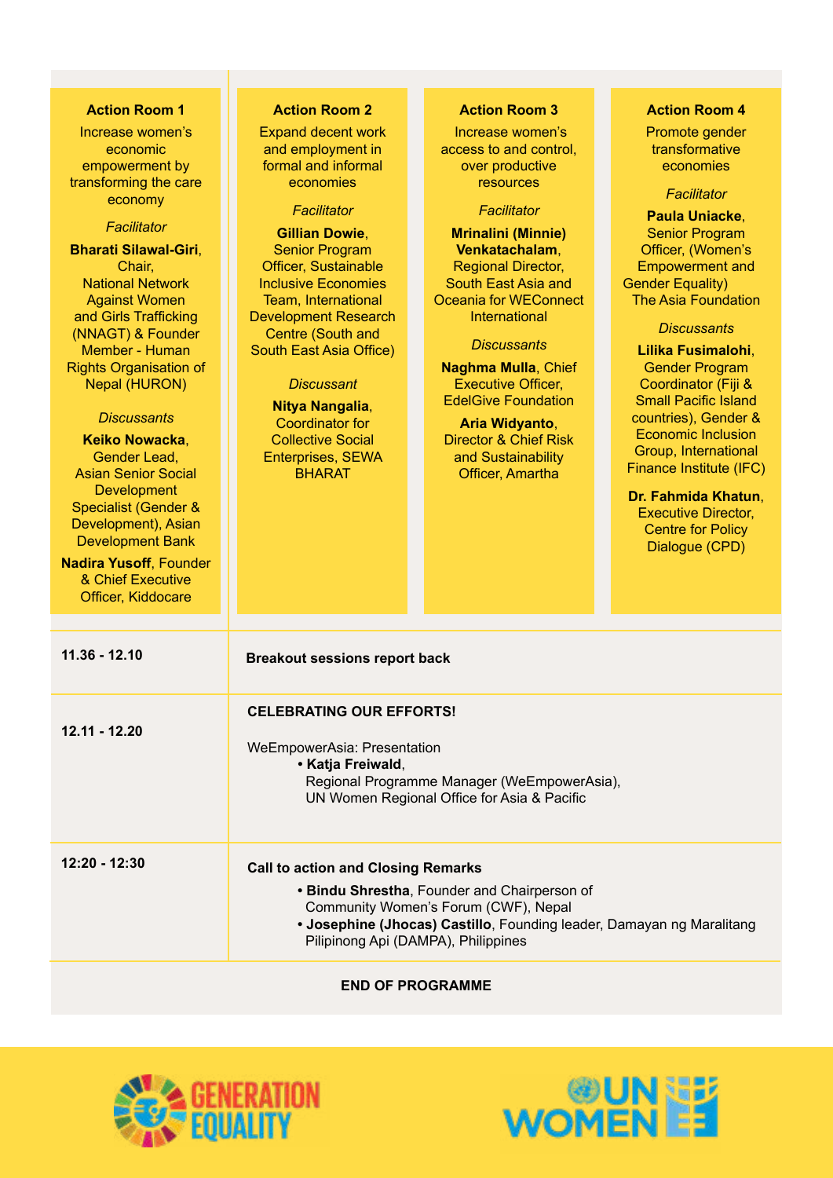| Action Room 1 | Action Room 2 | Action Room 3 | Action Room 4 |
|---|---|---|---|
| Increase women's economic empowerment by transforming the care economy | Expand decent work and employment in formal and informal economies | Increase women's access to and control, over productive resources | Promote gender transformative economies |
| *Facilitator* | *Facilitator* | *Facilitator* | *Facilitator* |
| **Bharati Silawal-Giri**, Chair, National Network Against Women and Girls Trafficking (NNAGT) & Founder Member - Human Rights Organisation of Nepal (HURON) | **Gillian Dowie**, Senior Program Officer, Sustainable Inclusive Economies Team, International Development Research Centre (South and South East Asia Office) | **Mrinalini (Minnie) Venkatachalam**, Regional Director, South East Asia and Oceania for WEConnect International | **Paula Uniacke**, Senior Program Officer, (Women's Empowerment and Gender Equality) The Asia Foundation |
| *Discussants* | *Discussant* | *Discussants* | *Discussants* |
| **Keiko Nowacka**, Gender Lead, Asian Senior Social Development Specialist (Gender & Development), Asian Development Bank | **Nitya Nangalia**, Coordinator for Collective Social Enterprises, SEWA BHARAT | **Naghma Mulla**, Chief Executive Officer, EdelGive Foundation | **Lilika Fusimalohi**, Gender Program Coordinator (Fiji & Small Pacific Island countries), Gender & Economic Inclusion Group, International Finance Institute (IFC) |
| **Nadira Yusoff**, Founder & Chief Executive Officer, Kiddocare | | **Aria Widyanto**, Director & Chief Risk and Sustainability Officer, Amartha | **Dr. Fahmida Khatun**, Executive Director, Centre for Policy Dialogue (CPD) |

| | |
|---|---|
| **11.36 - 12.10** | **Breakout sessions report back** |
| **12.11 - 12.20** | **CELEBRATING OUR EFFORTS!**<br><br>WeEmpowerAsia: Presentation<br>• **Katja Freiwald**, Regional Programme Manager (WeEmpowerAsia), UN Women Regional Office for Asia & Pacific |
| **12:20 - 12:30** | **Call to action and Closing Remarks**<br>• **Bindu Shrestha**, Founder and Chairperson of Community Women's Forum (CWF), Nepal<br>• **Josephine (Jhocas) Castillo**, Founding leader, Damayan ng Maralitang Pilipinong Api (DAMPA), Philippines |

**END OF PROGRAMME**

GENERATION EQUALITY

UN WOMEN